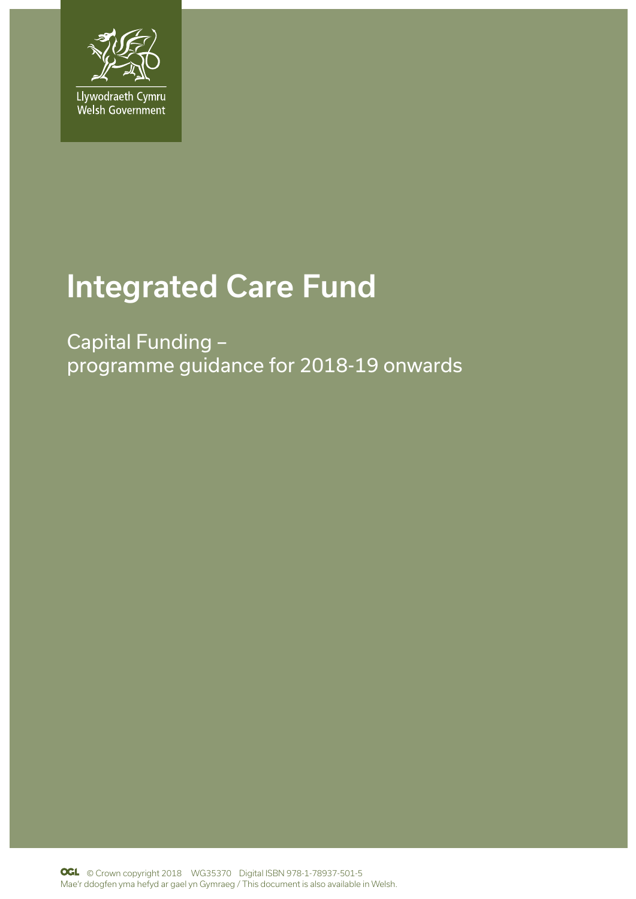Llywodraeth Cymru
Welsh Government

# Integrated Care Fund

## Capital Funding – programme guidance for 2018-19 onwards

© Crown copyright 2018 WG35370 Digital ISBN 978-1-78937-501-5
Mae'r ddogfen yma hefyd ar gael yn Gymraeg / This document is also available in Welsh.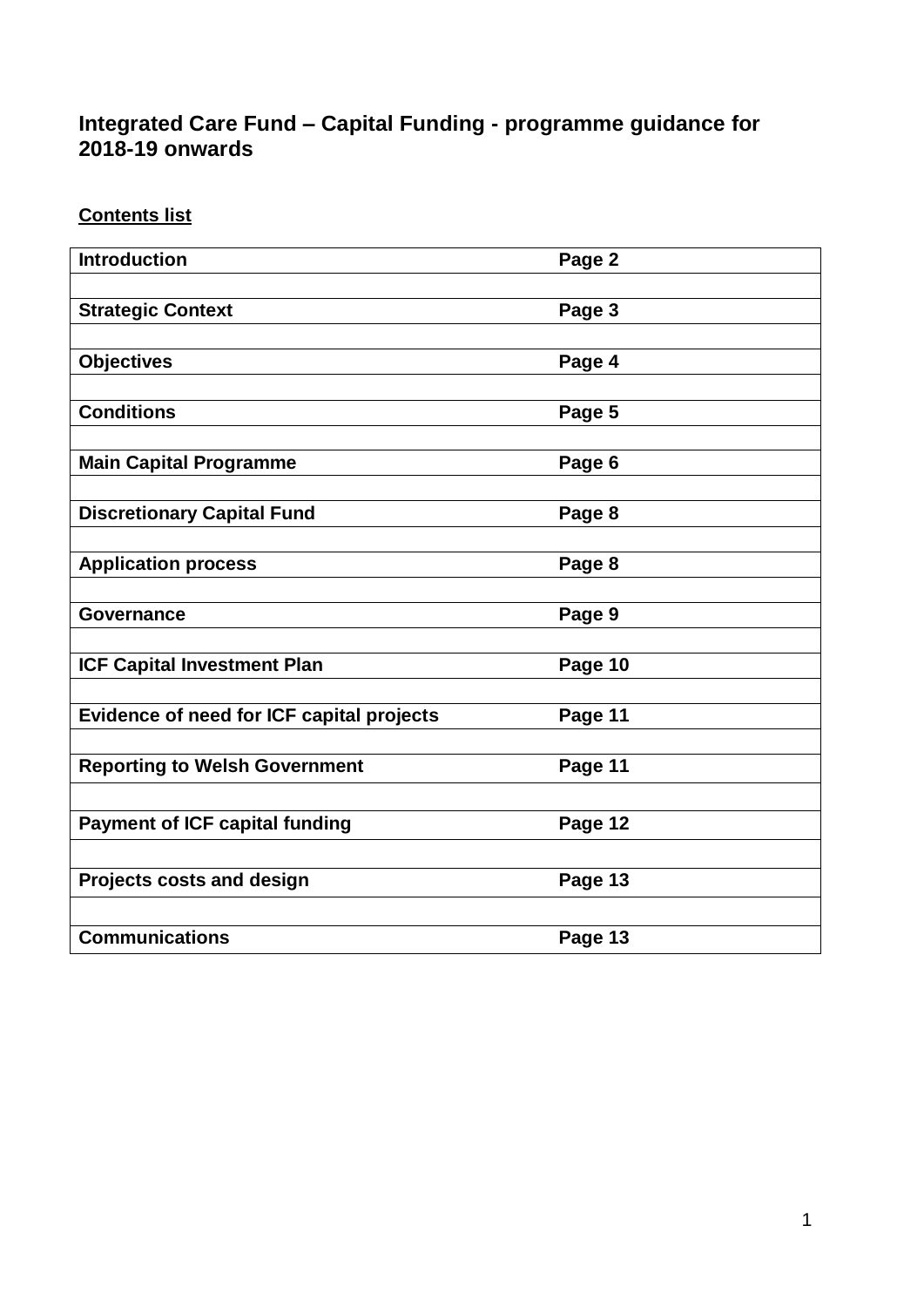# Integrated Care Fund – Capital Funding - programme guidance for 2018-19 onwards

**Contents list**

| | |
|---|---|
| **Introduction** | **Page 2** |
| | |
| **Strategic Context** | **Page 3** |
| | |
| **Objectives** | **Page 4** |
| | |
| **Conditions** | **Page 5** |
| | |
| **Main Capital Programme** | **Page 6** |
| | |
| **Discretionary Capital Fund** | **Page 8** |
| | |
| **Application process** | **Page 8** |
| | |
| **Governance** | **Page 9** |
| | |
| **ICF Capital Investment Plan** | **Page 10** |
| | |
| **Evidence of need for ICF capital projects** | **Page 11** |
| | |
| **Reporting to Welsh Government** | **Page 11** |
| | |
| **Payment of ICF capital funding** | **Page 12** |
| | |
| **Projects costs and design** | **Page 13** |
| | |
| **Communications** | **Page 13** |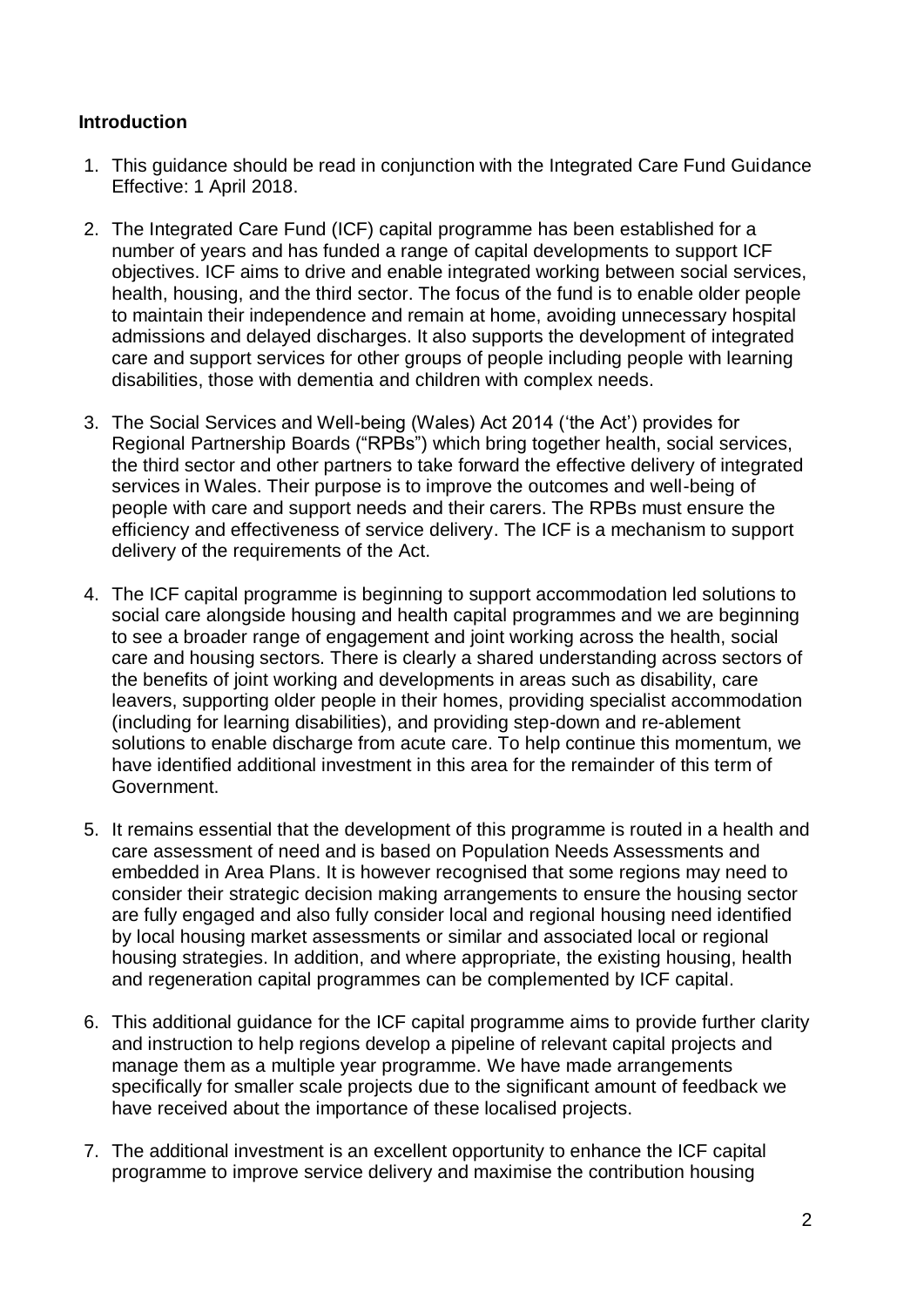## Introduction

1. This guidance should be read in conjunction with the Integrated Care Fund Guidance Effective: 1 April 2018.

2. The Integrated Care Fund (ICF) capital programme has been established for a number of years and has funded a range of capital developments to support ICF objectives. ICF aims to drive and enable integrated working between social services, health, housing, and the third sector. The focus of the fund is to enable older people to maintain their independence and remain at home, avoiding unnecessary hospital admissions and delayed discharges. It also supports the development of integrated care and support services for other groups of people including people with learning disabilities, those with dementia and children with complex needs.

3. The Social Services and Well-being (Wales) Act 2014 ('the Act') provides for Regional Partnership Boards ("RPBs") which bring together health, social services, the third sector and other partners to take forward the effective delivery of integrated services in Wales. Their purpose is to improve the outcomes and well-being of people with care and support needs and their carers. The RPBs must ensure the efficiency and effectiveness of service delivery. The ICF is a mechanism to support delivery of the requirements of the Act.

4. The ICF capital programme is beginning to support accommodation led solutions to social care alongside housing and health capital programmes and we are beginning to see a broader range of engagement and joint working across the health, social care and housing sectors. There is clearly a shared understanding across sectors of the benefits of joint working and developments in areas such as disability, care leavers, supporting older people in their homes, providing specialist accommodation (including for learning disabilities), and providing step-down and re-ablement solutions to enable discharge from acute care. To help continue this momentum, we have identified additional investment in this area for the remainder of this term of Government.

5. It remains essential that the development of this programme is routed in a health and care assessment of need and is based on Population Needs Assessments and embedded in Area Plans. It is however recognised that some regions may need to consider their strategic decision making arrangements to ensure the housing sector are fully engaged and also fully consider local and regional housing need identified by local housing market assessments or similar and associated local or regional housing strategies. In addition, and where appropriate, the existing housing, health and regeneration capital programmes can be complemented by ICF capital.

6. This additional guidance for the ICF capital programme aims to provide further clarity and instruction to help regions develop a pipeline of relevant capital projects and manage them as a multiple year programme. We have made arrangements specifically for smaller scale projects due to the significant amount of feedback we have received about the importance of these localised projects.

7. The additional investment is an excellent opportunity to enhance the ICF capital programme to improve service delivery and maximise the contribution housing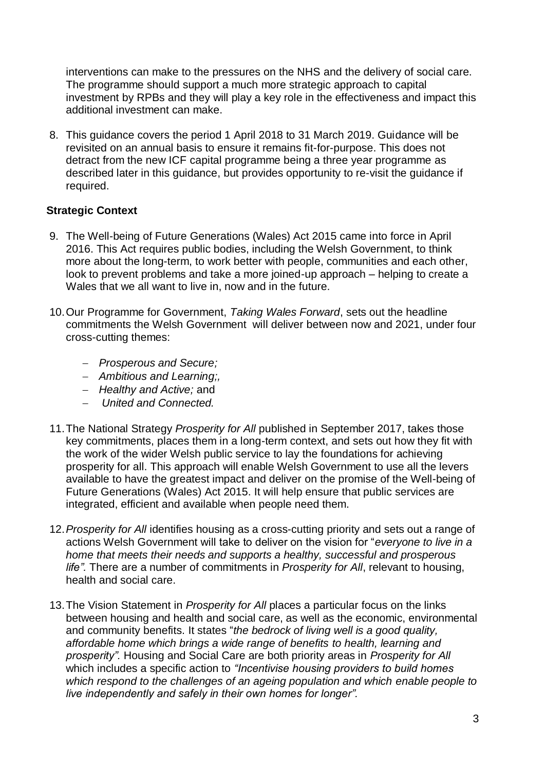interventions can make to the pressures on the NHS and the delivery of social care. The programme should support a much more strategic approach to capital investment by RPBs and they will play a key role in the effectiveness and impact this additional investment can make.

8. This guidance covers the period 1 April 2018 to 31 March 2019. Guidance will be revisited on an annual basis to ensure it remains fit-for-purpose. This does not detract from the new ICF capital programme being a three year programme as described later in this guidance, but provides opportunity to re-visit the guidance if required.

**Strategic Context**

9. The Well-being of Future Generations (Wales) Act 2015 came into force in April 2016. This Act requires public bodies, including the Welsh Government, to think more about the long-term, to work better with people, communities and each other, look to prevent problems and take a more joined-up approach – helping to create a Wales that we all want to live in, now and in the future.

10. Our Programme for Government, *Taking Wales Forward*, sets out the headline commitments the Welsh Government will deliver between now and 2021, under four cross-cutting themes:

    - *Prosperous and Secure;*
    - *Ambitious and Learning;,*
    - *Healthy and Active;* and
    - *United and Connected.*

11. The National Strategy *Prosperity for All* published in September 2017, takes those key commitments, places them in a long-term context, and sets out how they fit with the work of the wider Welsh public service to lay the foundations for achieving prosperity for all. This approach will enable Welsh Government to use all the levers available to have the greatest impact and deliver on the promise of the Well-being of Future Generations (Wales) Act 2015. It will help ensure that public services are integrated, efficient and available when people need them.

12. *Prosperity for All* identifies housing as a cross-cutting priority and sets out a range of actions Welsh Government will take to deliver on the vision for "*everyone to live in a home that meets their needs and supports a healthy, successful and prosperous life".* There are a number of commitments in *Prosperity for All*, relevant to housing, health and social care.

13. The Vision Statement in *Prosperity for All* places a particular focus on the links between housing and health and social care, as well as the economic, environmental and community benefits. It states "*the bedrock of living well is a good quality, affordable home which brings a wide range of benefits to health, learning and prosperity".* Housing and Social Care are both priority areas in *Prosperity for All* which includes a specific action to *"Incentivise housing providers to build homes which respond to the challenges of an ageing population and which enable people to live independently and safely in their own homes for longer".*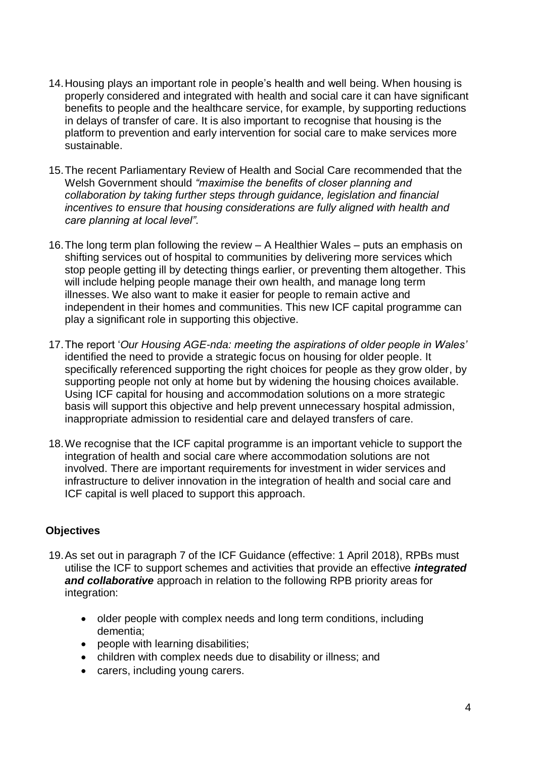14. Housing plays an important role in people's health and well being. When housing is properly considered and integrated with health and social care it can have significant benefits to people and the healthcare service, for example, by supporting reductions in delays of transfer of care. It is also important to recognise that housing is the platform to prevention and early intervention for social care to make services more sustainable.

15. The recent Parliamentary Review of Health and Social Care recommended that the Welsh Government should *"maximise the benefits of closer planning and collaboration by taking further steps through guidance, legislation and financial incentives to ensure that housing considerations are fully aligned with health and care planning at local level".*

16. The long term plan following the review – A Healthier Wales – puts an emphasis on shifting services out of hospital to communities by delivering more services which stop people getting ill by detecting things earlier, or preventing them altogether. This will include helping people manage their own health, and manage long term illnesses. We also want to make it easier for people to remain active and independent in their homes and communities. This new ICF capital programme can play a significant role in supporting this objective.

17. The report '*Our Housing AGE-nda: meeting the aspirations of older people in Wales'* identified the need to provide a strategic focus on housing for older people. It specifically referenced supporting the right choices for people as they grow older, by supporting people not only at home but by widening the housing choices available. Using ICF capital for housing and accommodation solutions on a more strategic basis will support this objective and help prevent unnecessary hospital admission, inappropriate admission to residential care and delayed transfers of care.

18. We recognise that the ICF capital programme is an important vehicle to support the integration of health and social care where accommodation solutions are not involved. There are important requirements for investment in wider services and infrastructure to deliver innovation in the integration of health and social care and ICF capital is well placed to support this approach.

## Objectives

19. As set out in paragraph 7 of the ICF Guidance (effective: 1 April 2018), RPBs must utilise the ICF to support schemes and activities that provide an effective ***integrated and collaborative*** approach in relation to the following RPB priority areas for integration:

    - older people with complex needs and long term conditions, including dementia;
    - people with learning disabilities;
    - children with complex needs due to disability or illness; and
    - carers, including young carers.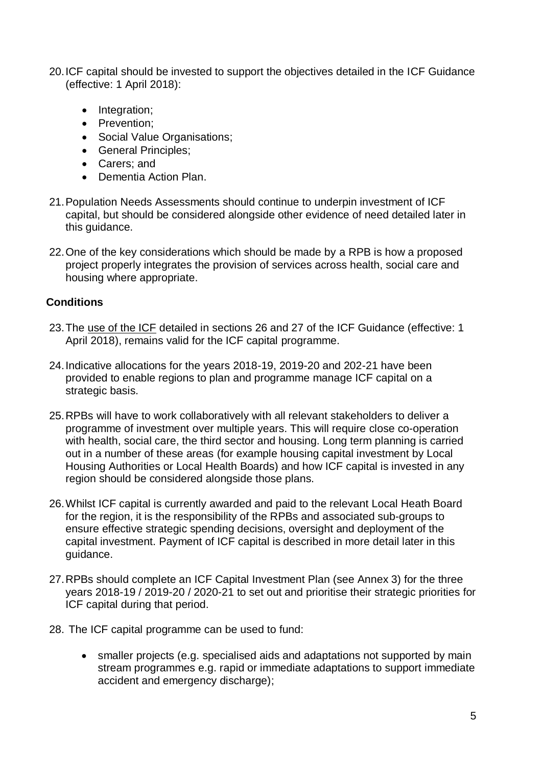20. ICF capital should be invested to support the objectives detailed in the ICF Guidance (effective: 1 April 2018):

    - Integration;
    - Prevention;
    - Social Value Organisations;
    - General Principles;
    - Carers; and
    - Dementia Action Plan.

21. Population Needs Assessments should continue to underpin investment of ICF capital, but should be considered alongside other evidence of need detailed later in this guidance.

22. One of the key considerations which should be made by a RPB is how a proposed project properly integrates the provision of services across health, social care and housing where appropriate.

**Conditions**

23. The use of the ICF detailed in sections 26 and 27 of the ICF Guidance (effective: 1 April 2018), remains valid for the ICF capital programme.

24. Indicative allocations for the years 2018-19, 2019-20 and 202-21 have been provided to enable regions to plan and programme manage ICF capital on a strategic basis.

25. RPBs will have to work collaboratively with all relevant stakeholders to deliver a programme of investment over multiple years. This will require close co-operation with health, social care, the third sector and housing. Long term planning is carried out in a number of these areas (for example housing capital investment by Local Housing Authorities or Local Health Boards) and how ICF capital is invested in any region should be considered alongside those plans.

26. Whilst ICF capital is currently awarded and paid to the relevant Local Heath Board for the region, it is the responsibility of the RPBs and associated sub-groups to ensure effective strategic spending decisions, oversight and deployment of the capital investment. Payment of ICF capital is described in more detail later in this guidance.

27. RPBs should complete an ICF Capital Investment Plan (see Annex 3) for the three years 2018-19 / 2019-20 / 2020-21 to set out and prioritise their strategic priorities for ICF capital during that period.

28. The ICF capital programme can be used to fund:

    - smaller projects (e.g. specialised aids and adaptations not supported by main stream programmes e.g. rapid or immediate adaptations to support immediate accident and emergency discharge);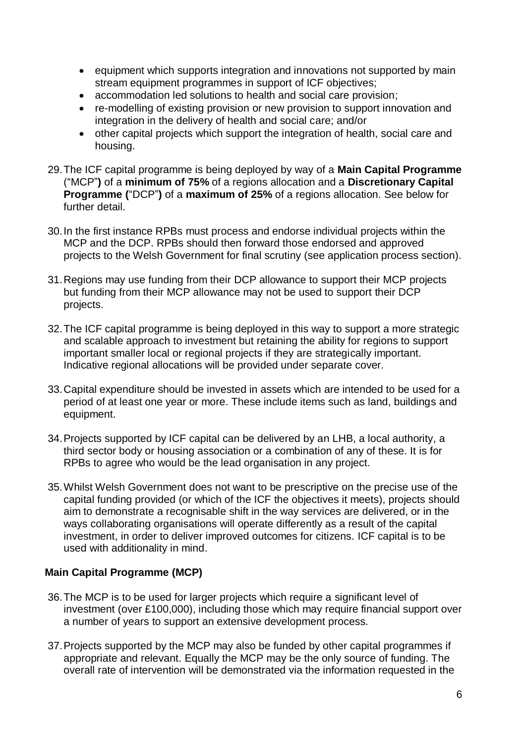- equipment which supports integration and innovations not supported by main stream equipment programmes in support of ICF objectives;
- accommodation led solutions to health and social care provision;
- re-modelling of existing provision or new provision to support innovation and integration in the delivery of health and social care; and/or
- other capital projects which support the integration of health, social care and housing.

29. The ICF capital programme is being deployed by way of a **Main Capital Programme** ("MCP"**)** of a **minimum of 75%** of a regions allocation and a **Discretionary Capital Programme (**"DCP"**)** of a **maximum of 25%** of a regions allocation. See below for further detail.

30. In the first instance RPBs must process and endorse individual projects within the MCP and the DCP. RPBs should then forward those endorsed and approved projects to the Welsh Government for final scrutiny (see application process section).

31. Regions may use funding from their DCP allowance to support their MCP projects but funding from their MCP allowance may not be used to support their DCP projects.

32. The ICF capital programme is being deployed in this way to support a more strategic and scalable approach to investment but retaining the ability for regions to support important smaller local or regional projects if they are strategically important. Indicative regional allocations will be provided under separate cover.

33. Capital expenditure should be invested in assets which are intended to be used for a period of at least one year or more. These include items such as land, buildings and equipment.

34. Projects supported by ICF capital can be delivered by an LHB, a local authority, a third sector body or housing association or a combination of any of these. It is for RPBs to agree who would be the lead organisation in any project.

35. Whilst Welsh Government does not want to be prescriptive on the precise use of the capital funding provided (or which of the ICF the objectives it meets), projects should aim to demonstrate a recognisable shift in the way services are delivered, or in the ways collaborating organisations will operate differently as a result of the capital investment, in order to deliver improved outcomes for citizens. ICF capital is to be used with additionality in mind.

### Main Capital Programme (MCP)

36. The MCP is to be used for larger projects which require a significant level of investment (over £100,000), including those which may require financial support over a number of years to support an extensive development process.

37. Projects supported by the MCP may also be funded by other capital programmes if appropriate and relevant. Equally the MCP may be the only source of funding. The overall rate of intervention will be demonstrated via the information requested in the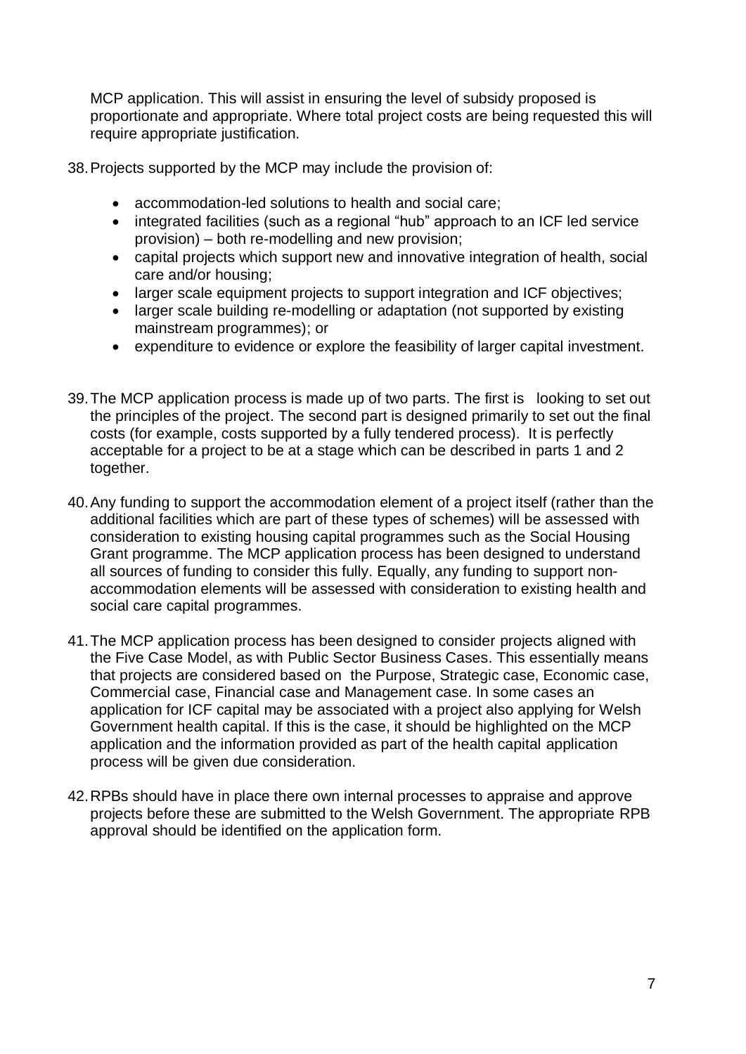MCP application. This will assist in ensuring the level of subsidy proposed is proportionate and appropriate. Where total project costs are being requested this will require appropriate justification.

38. Projects supported by the MCP may include the provision of:

    - accommodation-led solutions to health and social care;
    - integrated facilities (such as a regional "hub" approach to an ICF led service provision) – both re-modelling and new provision;
    - capital projects which support new and innovative integration of health, social care and/or housing;
    - larger scale equipment projects to support integration and ICF objectives;
    - larger scale building re-modelling or adaptation (not supported by existing mainstream programmes); or
    - expenditure to evidence or explore the feasibility of larger capital investment.

39. The MCP application process is made up of two parts. The first is looking to set out the principles of the project. The second part is designed primarily to set out the final costs (for example, costs supported by a fully tendered process). It is perfectly acceptable for a project to be at a stage which can be described in parts 1 and 2 together.

40. Any funding to support the accommodation element of a project itself (rather than the additional facilities which are part of these types of schemes) will be assessed with consideration to existing housing capital programmes such as the Social Housing Grant programme. The MCP application process has been designed to understand all sources of funding to consider this fully. Equally, any funding to support non-accommodation elements will be assessed with consideration to existing health and social care capital programmes.

41. The MCP application process has been designed to consider projects aligned with the Five Case Model, as with Public Sector Business Cases. This essentially means that projects are considered based on the Purpose, Strategic case, Economic case, Commercial case, Financial case and Management case. In some cases an application for ICF capital may be associated with a project also applying for Welsh Government health capital. If this is the case, it should be highlighted on the MCP application and the information provided as part of the health capital application process will be given due consideration.

42. RPBs should have in place there own internal processes to appraise and approve projects before these are submitted to the Welsh Government. The appropriate RPB approval should be identified on the application form.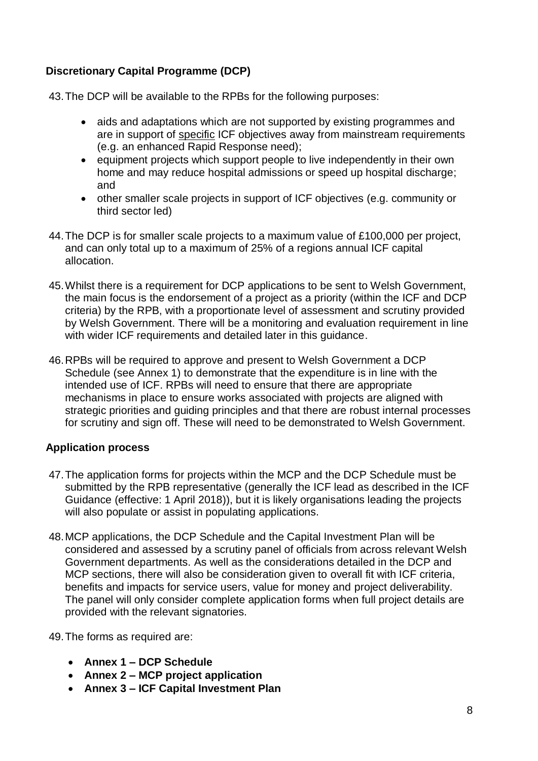### Discretionary Capital Programme (DCP)

43. The DCP will be available to the RPBs for the following purposes:

    - aids and adaptations which are not supported by existing programmes and are in support of specific ICF objectives away from mainstream requirements (e.g. an enhanced Rapid Response need);
    - equipment projects which support people to live independently in their own home and may reduce hospital admissions or speed up hospital discharge; and
    - other smaller scale projects in support of ICF objectives (e.g. community or third sector led)

44. The DCP is for smaller scale projects to a maximum value of £100,000 per project, and can only total up to a maximum of 25% of a regions annual ICF capital allocation.

45. Whilst there is a requirement for DCP applications to be sent to Welsh Government, the main focus is the endorsement of a project as a priority (within the ICF and DCP criteria) by the RPB, with a proportionate level of assessment and scrutiny provided by Welsh Government. There will be a monitoring and evaluation requirement in line with wider ICF requirements and detailed later in this guidance.

46. RPBs will be required to approve and present to Welsh Government a DCP Schedule (see Annex 1) to demonstrate that the expenditure is in line with the intended use of ICF. RPBs will need to ensure that there are appropriate mechanisms in place to ensure works associated with projects are aligned with strategic priorities and guiding principles and that there are robust internal processes for scrutiny and sign off. These will need to be demonstrated to Welsh Government.

### Application process

47. The application forms for projects within the MCP and the DCP Schedule must be submitted by the RPB representative (generally the ICF lead as described in the ICF Guidance (effective: 1 April 2018)), but it is likely organisations leading the projects will also populate or assist in populating applications.

48. MCP applications, the DCP Schedule and the Capital Investment Plan will be considered and assessed by a scrutiny panel of officials from across relevant Welsh Government departments. As well as the considerations detailed in the DCP and MCP sections, there will also be consideration given to overall fit with ICF criteria, benefits and impacts for service users, value for money and project deliverability. The panel will only consider complete application forms when full project details are provided with the relevant signatories.

49. The forms as required are:

    - **Annex 1 – DCP Schedule**
    - **Annex 2 – MCP project application**
    - **Annex 3 – ICF Capital Investment Plan**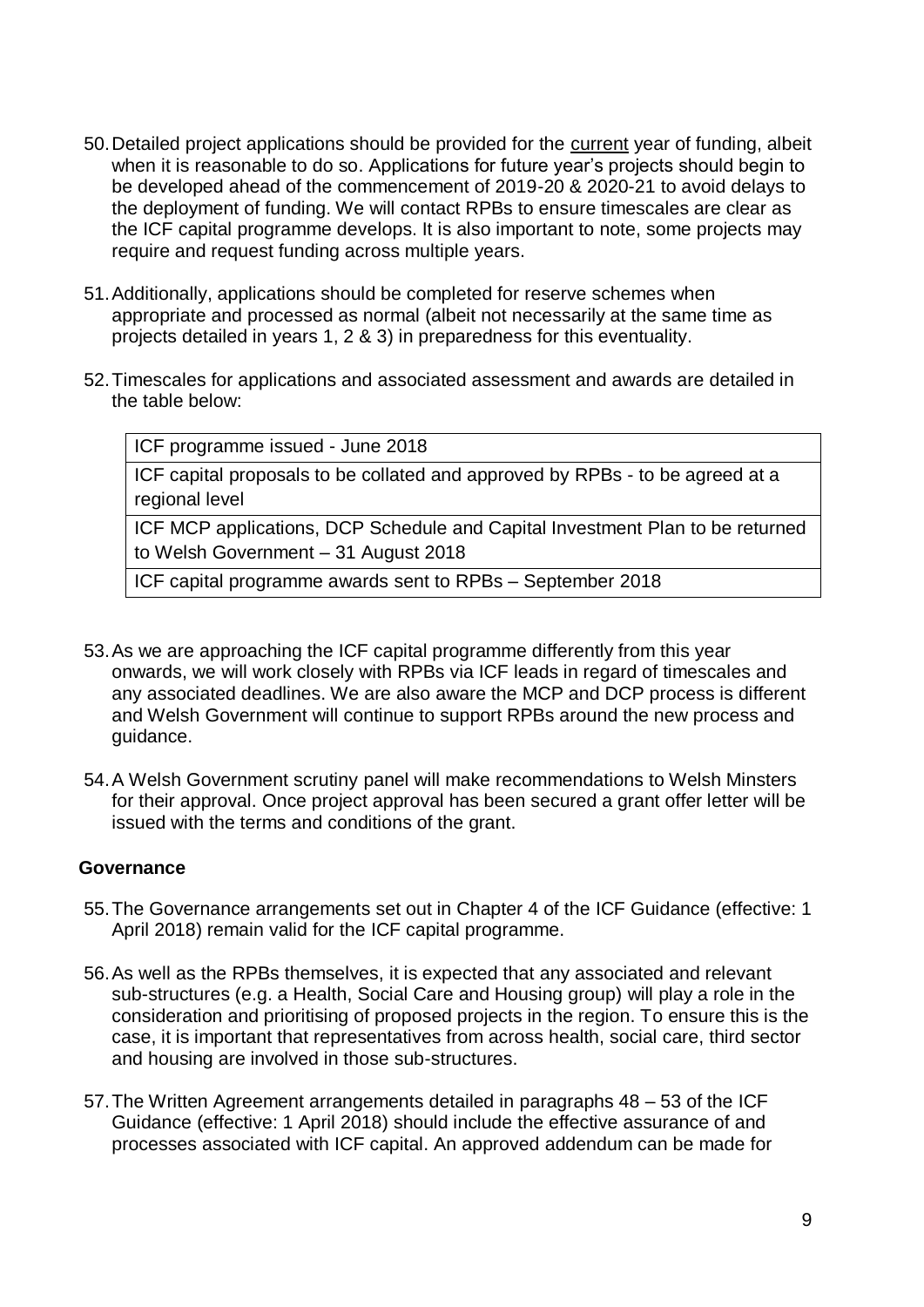50. Detailed project applications should be provided for the current year of funding, albeit when it is reasonable to do so. Applications for future year's projects should begin to be developed ahead of the commencement of 2019-20 & 2020-21 to avoid delays to the deployment of funding. We will contact RPBs to ensure timescales are clear as the ICF capital programme develops. It is also important to note, some projects may require and request funding across multiple years.

51. Additionally, applications should be completed for reserve schemes when appropriate and processed as normal (albeit not necessarily at the same time as projects detailed in years 1, 2 & 3) in preparedness for this eventuality.

52. Timescales for applications and associated assessment and awards are detailed in the table below:

| ICF programme issued - June 2018 |
|---|
| ICF capital proposals to be collated and approved by RPBs - to be agreed at a regional level |
| ICF MCP applications, DCP Schedule and Capital Investment Plan to be returned to Welsh Government – 31 August 2018 |
| ICF capital programme awards sent to RPBs – September 2018 |

53. As we are approaching the ICF capital programme differently from this year onwards, we will work closely with RPBs via ICF leads in regard of timescales and any associated deadlines. We are also aware the MCP and DCP process is different and Welsh Government will continue to support RPBs around the new process and guidance.

54. A Welsh Government scrutiny panel will make recommendations to Welsh Minsters for their approval. Once project approval has been secured a grant offer letter will be issued with the terms and conditions of the grant.

## Governance

55. The Governance arrangements set out in Chapter 4 of the ICF Guidance (effective: 1 April 2018) remain valid for the ICF capital programme.

56. As well as the RPBs themselves, it is expected that any associated and relevant sub-structures (e.g. a Health, Social Care and Housing group) will play a role in the consideration and prioritising of proposed projects in the region. To ensure this is the case, it is important that representatives from across health, social care, third sector and housing are involved in those sub-structures.

57. The Written Agreement arrangements detailed in paragraphs 48 – 53 of the ICF Guidance (effective: 1 April 2018) should include the effective assurance of and processes associated with ICF capital. An approved addendum can be made for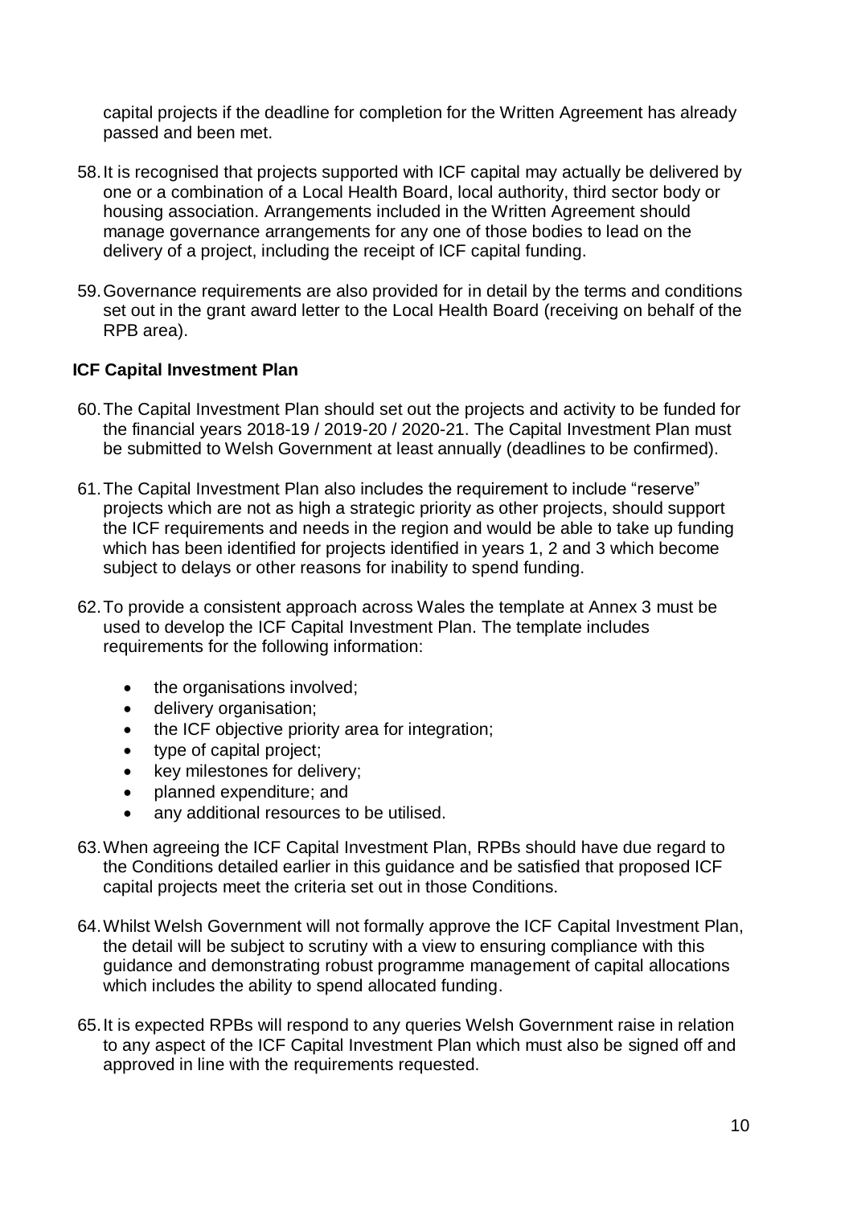capital projects if the deadline for completion for the Written Agreement has already passed and been met.

58. It is recognised that projects supported with ICF capital may actually be delivered by one or a combination of a Local Health Board, local authority, third sector body or housing association. Arrangements included in the Written Agreement should manage governance arrangements for any one of those bodies to lead on the delivery of a project, including the receipt of ICF capital funding.

59. Governance requirements are also provided for in detail by the terms and conditions set out in the grant award letter to the Local Health Board (receiving on behalf of the RPB area).

**ICF Capital Investment Plan**

60. The Capital Investment Plan should set out the projects and activity to be funded for the financial years 2018-19 / 2019-20 / 2020-21. The Capital Investment Plan must be submitted to Welsh Government at least annually (deadlines to be confirmed).

61. The Capital Investment Plan also includes the requirement to include "reserve" projects which are not as high a strategic priority as other projects, should support the ICF requirements and needs in the region and would be able to take up funding which has been identified for projects identified in years 1, 2 and 3 which become subject to delays or other reasons for inability to spend funding.

62. To provide a consistent approach across Wales the template at Annex 3 must be used to develop the ICF Capital Investment Plan. The template includes requirements for the following information:

- the organisations involved;
- delivery organisation;
- the ICF objective priority area for integration;
- type of capital project;
- key milestones for delivery;
- planned expenditure; and
- any additional resources to be utilised.

63. When agreeing the ICF Capital Investment Plan, RPBs should have due regard to the Conditions detailed earlier in this guidance and be satisfied that proposed ICF capital projects meet the criteria set out in those Conditions.

64. Whilst Welsh Government will not formally approve the ICF Capital Investment Plan, the detail will be subject to scrutiny with a view to ensuring compliance with this guidance and demonstrating robust programme management of capital allocations which includes the ability to spend allocated funding.

65. It is expected RPBs will respond to any queries Welsh Government raise in relation to any aspect of the ICF Capital Investment Plan which must also be signed off and approved in line with the requirements requested.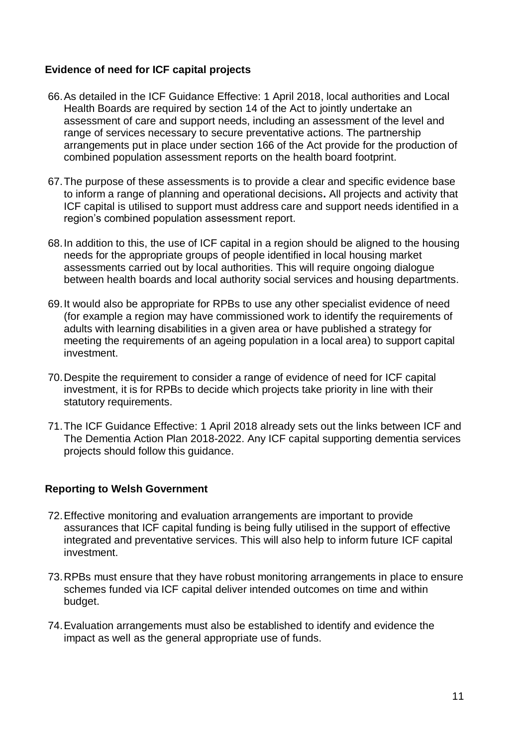## Evidence of need for ICF capital projects

66. As detailed in the ICF Guidance Effective: 1 April 2018, local authorities and Local Health Boards are required by section 14 of the Act to jointly undertake an assessment of care and support needs, including an assessment of the level and range of services necessary to secure preventative actions. The partnership arrangements put in place under section 166 of the Act provide for the production of combined population assessment reports on the health board footprint.

67. The purpose of these assessments is to provide a clear and specific evidence base to inform a range of planning and operational decisions**.** All projects and activity that ICF capital is utilised to support must address care and support needs identified in a region's combined population assessment report.

68. In addition to this, the use of ICF capital in a region should be aligned to the housing needs for the appropriate groups of people identified in local housing market assessments carried out by local authorities. This will require ongoing dialogue between health boards and local authority social services and housing departments.

69. It would also be appropriate for RPBs to use any other specialist evidence of need (for example a region may have commissioned work to identify the requirements of adults with learning disabilities in a given area or have published a strategy for meeting the requirements of an ageing population in a local area) to support capital investment.

70. Despite the requirement to consider a range of evidence of need for ICF capital investment, it is for RPBs to decide which projects take priority in line with their statutory requirements.

71. The ICF Guidance Effective: 1 April 2018 already sets out the links between ICF and The Dementia Action Plan 2018-2022. Any ICF capital supporting dementia services projects should follow this guidance.

## Reporting to Welsh Government

72. Effective monitoring and evaluation arrangements are important to provide assurances that ICF capital funding is being fully utilised in the support of effective integrated and preventative services. This will also help to inform future ICF capital investment.

73. RPBs must ensure that they have robust monitoring arrangements in place to ensure schemes funded via ICF capital deliver intended outcomes on time and within budget.

74. Evaluation arrangements must also be established to identify and evidence the impact as well as the general appropriate use of funds.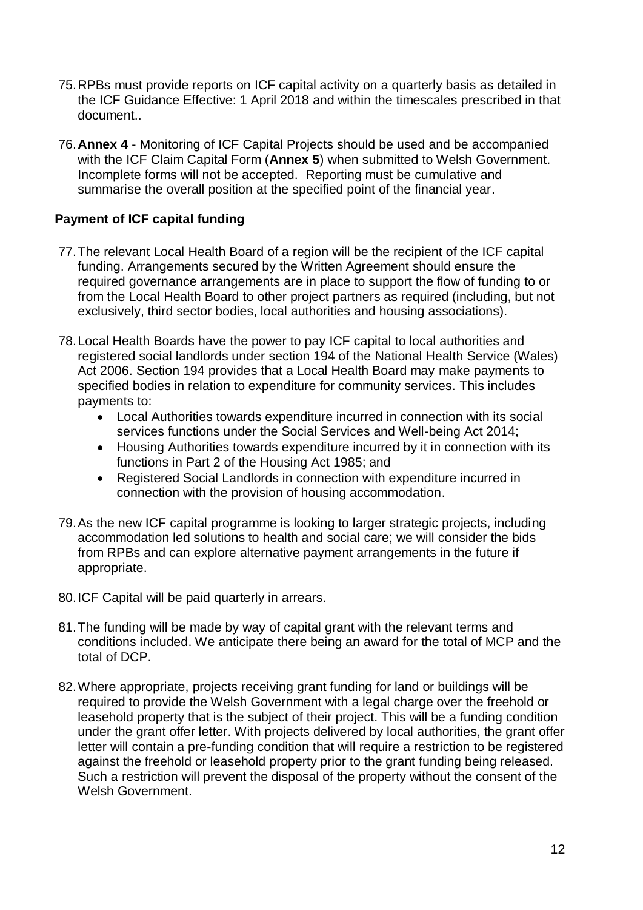75. RPBs must provide reports on ICF capital activity on a quarterly basis as detailed in the ICF Guidance Effective: 1 April 2018 and within the timescales prescribed in that document..

76. **Annex 4** - Monitoring of ICF Capital Projects should be used and be accompanied with the ICF Claim Capital Form (**Annex 5**) when submitted to Welsh Government. Incomplete forms will not be accepted. Reporting must be cumulative and summarise the overall position at the specified point of the financial year.

**Payment of ICF capital funding**

77. The relevant Local Health Board of a region will be the recipient of the ICF capital funding. Arrangements secured by the Written Agreement should ensure the required governance arrangements are in place to support the flow of funding to or from the Local Health Board to other project partners as required (including, but not exclusively, third sector bodies, local authorities and housing associations).

78. Local Health Boards have the power to pay ICF capital to local authorities and registered social landlords under section 194 of the National Health Service (Wales) Act 2006. Section 194 provides that a Local Health Board may make payments to specified bodies in relation to expenditure for community services. This includes payments to:
    - Local Authorities towards expenditure incurred in connection with its social services functions under the Social Services and Well-being Act 2014;
    - Housing Authorities towards expenditure incurred by it in connection with its functions in Part 2 of the Housing Act 1985; and
    - Registered Social Landlords in connection with expenditure incurred in connection with the provision of housing accommodation.

79. As the new ICF capital programme is looking to larger strategic projects, including accommodation led solutions to health and social care; we will consider the bids from RPBs and can explore alternative payment arrangements in the future if appropriate.

80. ICF Capital will be paid quarterly in arrears.

81. The funding will be made by way of capital grant with the relevant terms and conditions included. We anticipate there being an award for the total of MCP and the total of DCP.

82. Where appropriate, projects receiving grant funding for land or buildings will be required to provide the Welsh Government with a legal charge over the freehold or leasehold property that is the subject of their project. This will be a funding condition under the grant offer letter. With projects delivered by local authorities, the grant offer letter will contain a pre-funding condition that will require a restriction to be registered against the freehold or leasehold property prior to the grant funding being released. Such a restriction will prevent the disposal of the property without the consent of the Welsh Government.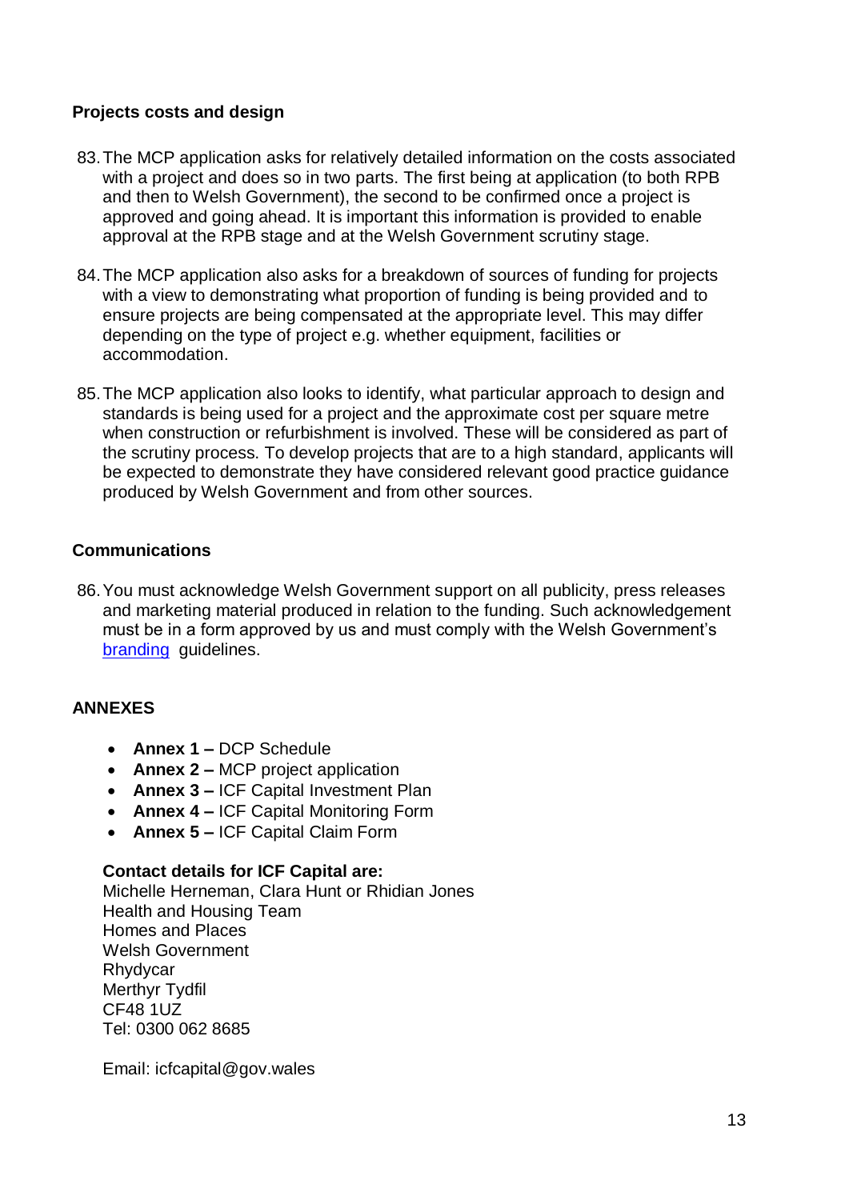**Projects costs and design**

83. The MCP application asks for relatively detailed information on the costs associated with a project and does so in two parts. The first being at application (to both RPB and then to Welsh Government), the second to be confirmed once a project is approved and going ahead. It is important this information is provided to enable approval at the RPB stage and at the Welsh Government scrutiny stage.

84. The MCP application also asks for a breakdown of sources of funding for projects with a view to demonstrating what proportion of funding is being provided and to ensure projects are being compensated at the appropriate level. This may differ depending on the type of project e.g. whether equipment, facilities or accommodation.

85. The MCP application also looks to identify, what particular approach to design and standards is being used for a project and the approximate cost per square metre when construction or refurbishment is involved. These will be considered as part of the scrutiny process. To develop projects that are to a high standard, applicants will be expected to demonstrate they have considered relevant good practice guidance produced by Welsh Government and from other sources.

**Communications**

86. You must acknowledge Welsh Government support on all publicity, press releases and marketing material produced in relation to the funding. Such acknowledgement must be in a form approved by us and must comply with the Welsh Government's branding guidelines.

**ANNEXES**

- **Annex 1 –** DCP Schedule
- **Annex 2 –** MCP project application
- **Annex 3 –** ICF Capital Investment Plan
- **Annex 4 –** ICF Capital Monitoring Form
- **Annex 5 –** ICF Capital Claim Form

**Contact details for ICF Capital are:**
Michelle Herneman, Clara Hunt or Rhidian Jones
Health and Housing Team
Homes and Places
Welsh Government
Rhydycar
Merthyr Tydfil
CF48 1UZ
Tel: 0300 062 8685

Email: icfcapital@gov.wales